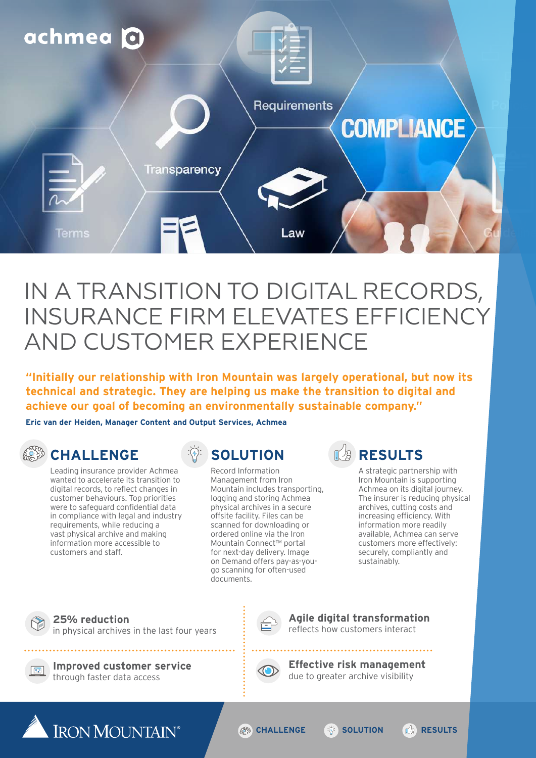achmea

# IN A TRANSITION TO DIGITAL RECORDS, INSURANCE FIRM ELEVATES EFFICIENCY AND CUSTOMER EXPERIENCE

**"Initially our relationship with Iron Mountain was largely operational, but now its technical and strategic. They are helping us make the transition to digital and achieve our goal of becoming an environmentally sustainable company."**

**Eric van der Heiden, Manager Content and Output Services, Achmea**

## CHALLENGE

Leading insurance provider Achmea wanted to accelerate its transition to digital records, to reflect changes in customer behaviours. Top priorities were to safeguard confidential data in compliance with legal and industry requirements, while reducing a vast physical archive and making information more accessible to customers and staff.

## SOLUTION

Record Information Management from Iron Mountain includes transporting, logging and storing Achmea physical archives in a secure offsite facility. Files can be scanned for downloading or ordered online via the Iron Mountain Connect™ portal for next-day delivery. Image on Demand offers pay-as-you-go scanning for often-used documents.

## RESULTS

A strategic partnership with Iron Mountain is supporting Achmea on its digital journey. The insurer is reducing physical archives, cutting costs and increasing efficiency. With information more readily available, Achmea can serve customers more effectively: securely, compliantly and sustainably.

**25% reduction**
in physical archives in the last four years

**Agile digital transformation**
reflects how customers interact

**Improved customer service**
through faster data access

**Effective risk management**
due to greater archive visibility

IRON MOUNTAIN®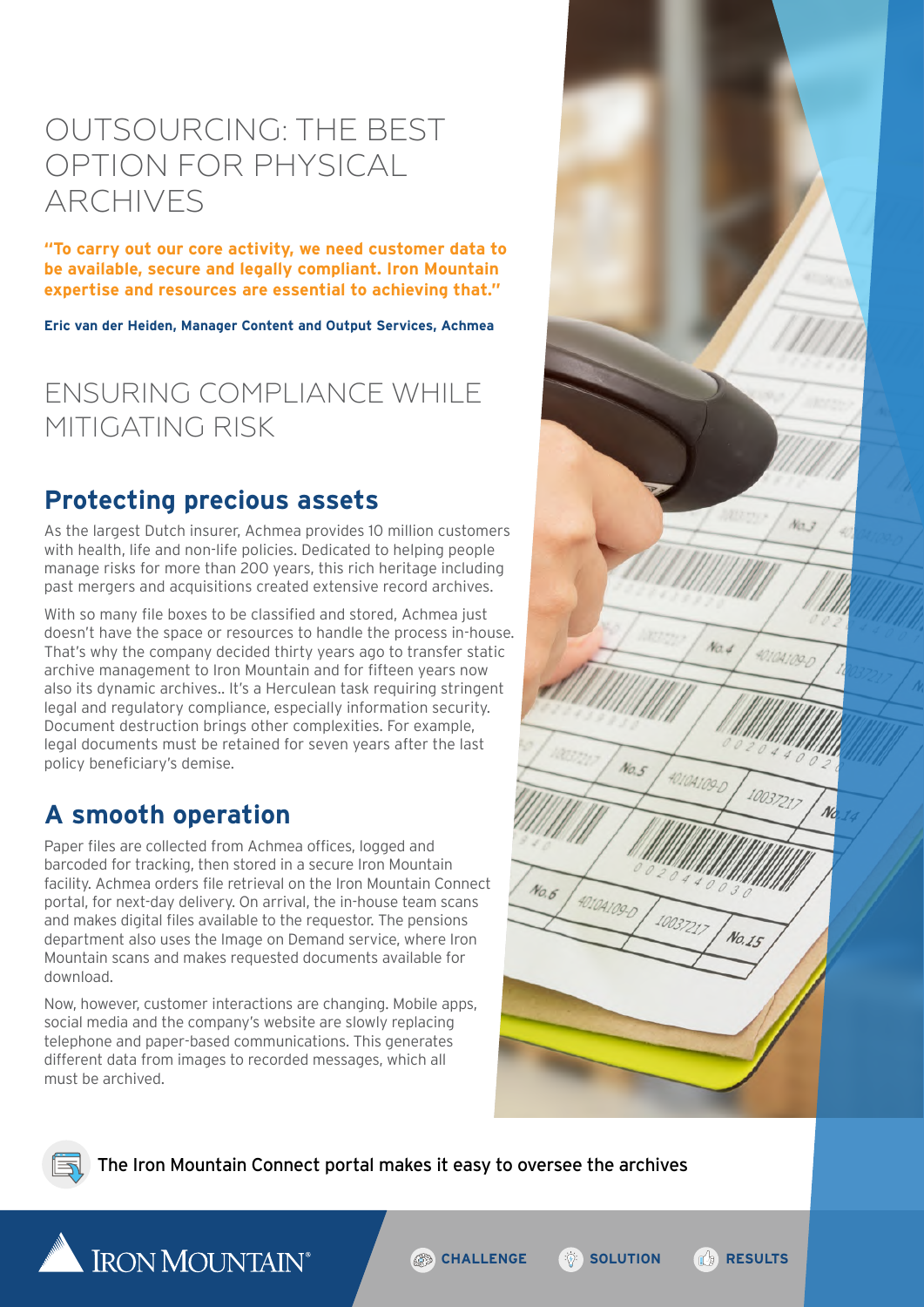# OUTSOURCING: THE BEST OPTION FOR PHYSICAL ARCHIVES

**"To carry out our core activity, we need customer data to be available, secure and legally compliant. Iron Mountain expertise and resources are essential to achieving that."**

**Eric van der Heiden, Manager Content and Output Services, Achmea**

## ENSURING COMPLIANCE WHILE MITIGATING RISK

### Protecting precious assets

As the largest Dutch insurer, Achmea provides 10 million customers with health, life and non-life policies. Dedicated to helping people manage risks for more than 200 years, this rich heritage including past mergers and acquisitions created extensive record archives.

With so many file boxes to be classified and stored, Achmea just doesn't have the space or resources to handle the process in-house. That's why the company decided thirty years ago to transfer static archive management to Iron Mountain and for fifteen years now also its dynamic archives.. It's a Herculean task requiring stringent legal and regulatory compliance, especially information security. Document destruction brings other complexities. For example, legal documents must be retained for seven years after the last policy beneficiary's demise.

### A smooth operation

Paper files are collected from Achmea offices, logged and barcoded for tracking, then stored in a secure Iron Mountain facility. Achmea orders file retrieval on the Iron Mountain Connect portal, for next-day delivery. On arrival, the in-house team scans and makes digital files available to the requestor. The pensions department also uses the Image on Demand service, where Iron Mountain scans and makes requested documents available for download.

Now, however, customer interactions are changing. Mobile apps, social media and the company's website are slowly replacing telephone and paper-based communications. This generates different data from images to recorded messages, which all must be archived.

The Iron Mountain Connect portal makes it easy to oversee the archives

IRON MOUNTAIN®

CHALLENGE | SOLUTION | RESULTS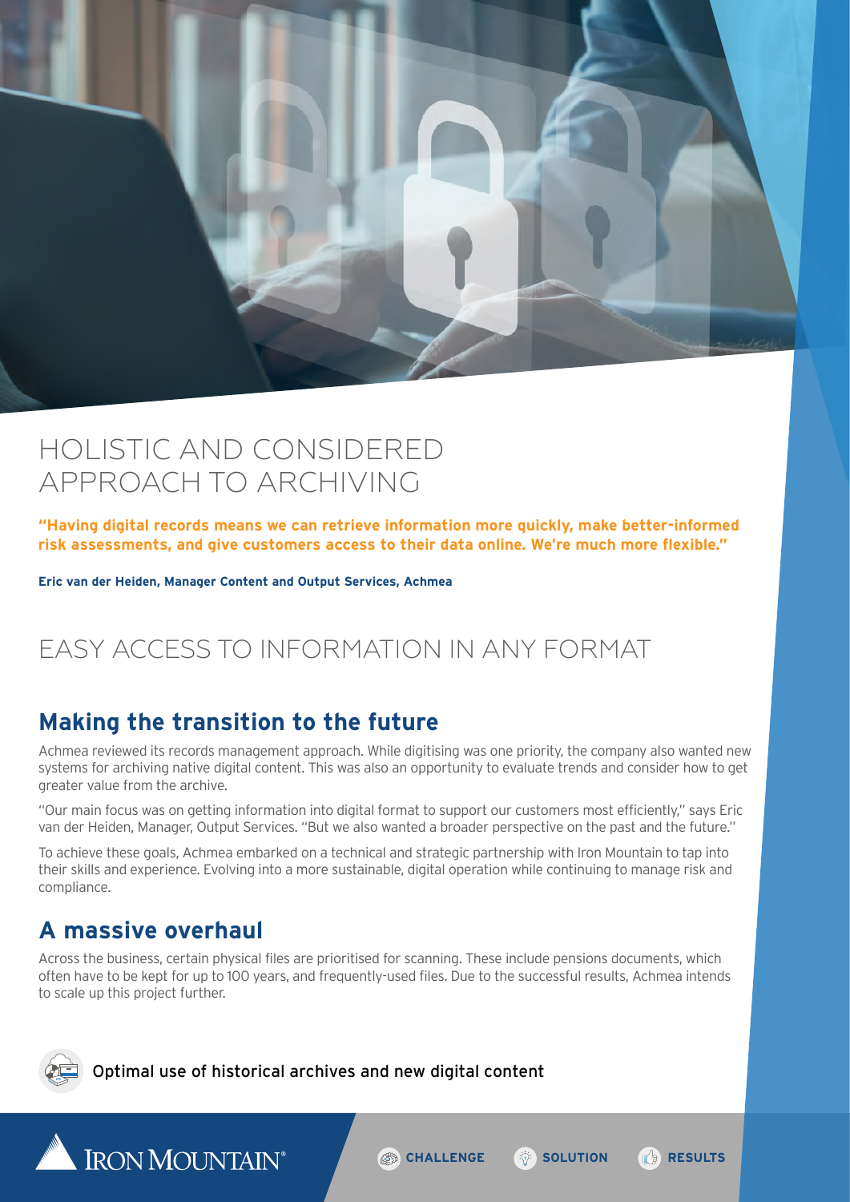# HOLISTIC AND CONSIDERED APPROACH TO ARCHIVING

**"Having digital records means we can retrieve information more quickly, make better-informed risk assessments, and give customers access to their data online. We're much more flexible."**

**Eric van der Heiden, Manager Content and Output Services, Achmea**

# EASY ACCESS TO INFORMATION IN ANY FORMAT

## Making the transition to the future

Achmea reviewed its records management approach. While digitising was one priority, the company also wanted new systems for archiving native digital content. This was also an opportunity to evaluate trends and consider how to get greater value from the archive.

"Our main focus was on getting information into digital format to support our customers most efficiently," says Eric van der Heiden, Manager, Output Services. "But we also wanted a broader perspective on the past and the future."

To achieve these goals, Achmea embarked on a technical and strategic partnership with Iron Mountain to tap into their skills and experience. Evolving into a more sustainable, digital operation while continuing to manage risk and compliance.

## A massive overhaul

Across the business, certain physical files are prioritised for scanning. These include pensions documents, which often have to be kept for up to 100 years, and frequently-used files. Due to the successful results, Achmea intends to scale up this project further.

Optimal use of historical archives and new digital content

IRON MOUNTAIN®

CHALLENGE SOLUTION RESULTS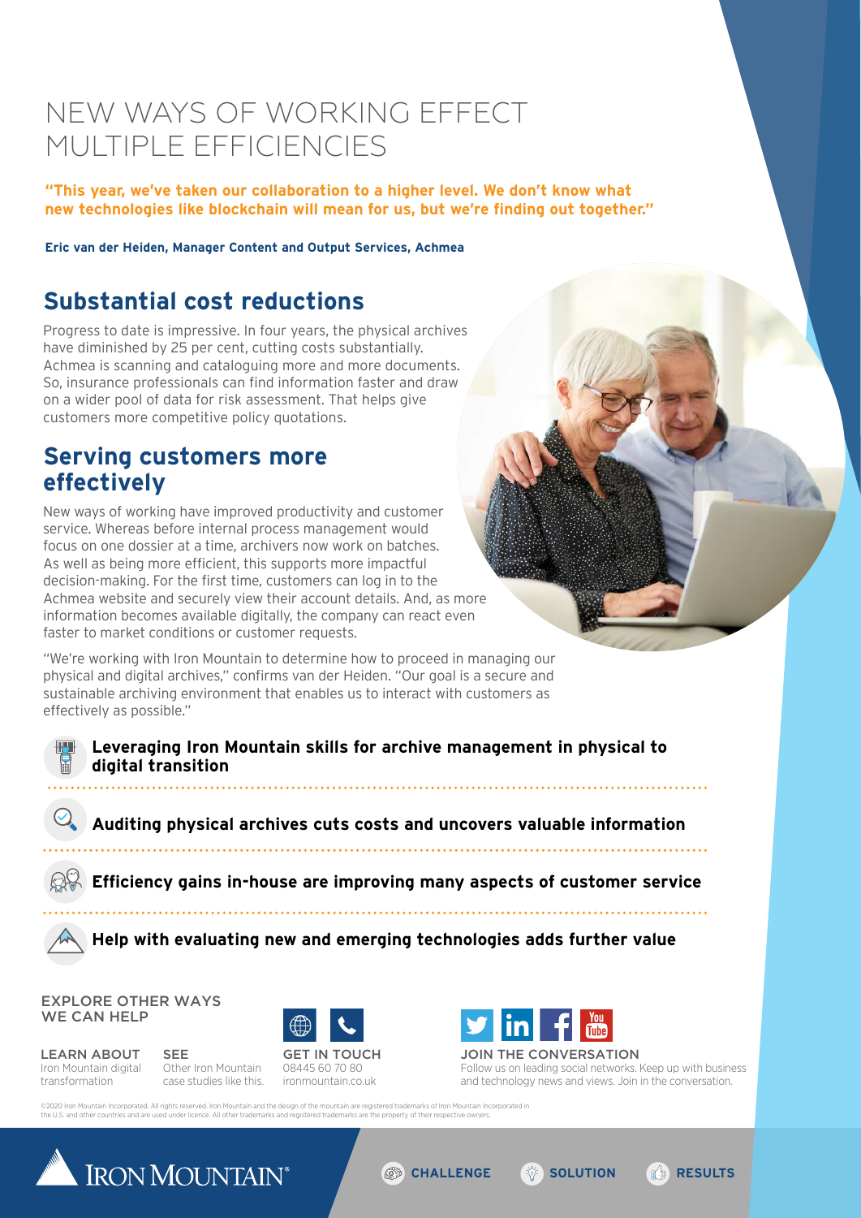# NEW WAYS OF WORKING EFFECT MULTIPLE EFFICIENCIES

**"This year, we've taken our collaboration to a higher level. We don't know what new technologies like blockchain will mean for us, but we're finding out together."**

**Eric van der Heiden, Manager Content and Output Services, Achmea**

## Substantial cost reductions

Progress to date is impressive. In four years, the physical archives have diminished by 25 per cent, cutting costs substantially. Achmea is scanning and cataloguing more and more documents. So, insurance professionals can find information faster and draw on a wider pool of data for risk assessment. That helps give customers more competitive policy quotations.

## Serving customers more effectively

New ways of working have improved productivity and customer service. Whereas before internal process management would focus on one dossier at a time, archivers now work on batches. As well as being more efficient, this supports more impactful decision-making. For the first time, customers can log in to the Achmea website and securely view their account details. And, as more information becomes available digitally, the company can react even faster to market conditions or customer requests.

"We're working with Iron Mountain to determine how to proceed in managing our physical and digital archives," confirms van der Heiden. "Our goal is a secure and sustainable archiving environment that enables us to interact with customers as effectively as possible."

- **Leveraging Iron Mountain skills for archive management in physical to digital transition**
- **Auditing physical archives cuts costs and uncovers valuable information**
- **Efficiency gains in-house are improving many aspects of customer service**
- **Help with evaluating new and emerging technologies adds further value**

EXPLORE OTHER WAYS WE CAN HELP

LEARN ABOUT
Iron Mountain digital transformation

SEE
Other Iron Mountain case studies like this.

GET IN TOUCH
08445 60 70 80
ironmountain.co.uk

JOIN THE CONVERSATION
Follow us on leading social networks. Keep up with business and technology news and views. Join in the conversation.

©2020 Iron Mountain Incorporated. All rights reserved. Iron Mountain and the design of the mountain are registered trademarks of Iron Mountain Incorporated in the U.S. and other countries and are used under licence. All other trademarks and registered trademarks are the property of their respective owners.

IRON MOUNTAIN®

CHALLENGE SOLUTION RESULTS